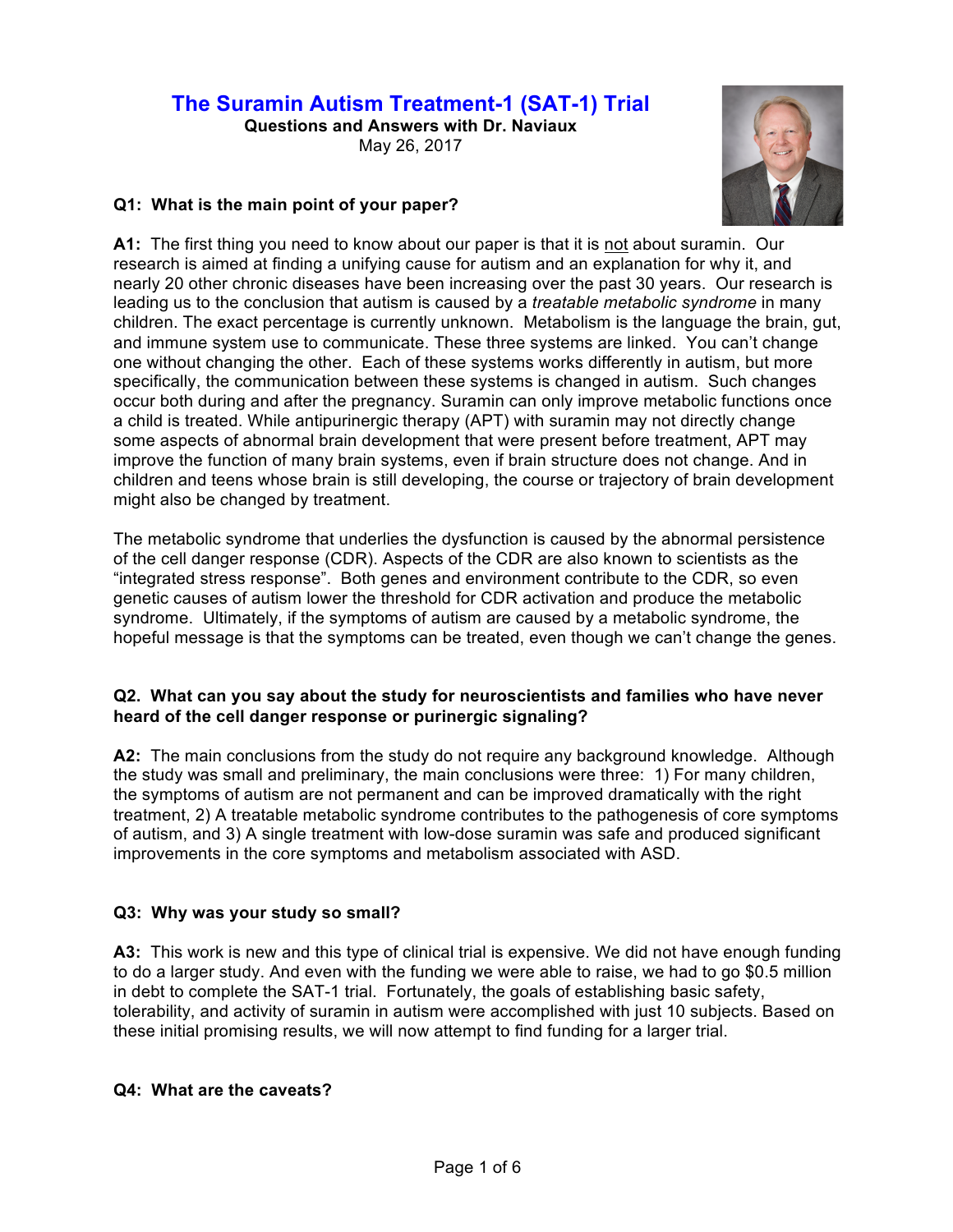# The Suramin Autism Treatment-1 (SAT-1) Trial

**Questions and Answers with Dr. Naviaux**

May 26, 2017

**Q1: What is the main point of your paper?**

**A1:** The first thing you need to know about our paper is that it is not about suramin. Our research is aimed at finding a unifying cause for autism and an explanation for why it, and nearly 20 other chronic diseases have been increasing over the past 30 years. Our research is leading us to the conclusion that autism is caused by a *treatable metabolic syndrome* in many children. The exact percentage is currently unknown. Metabolism is the language the brain, gut, and immune system use to communicate. These three systems are linked. You can't change one without changing the other. Each of these systems works differently in autism, but more specifically, the communication between these systems is changed in autism. Such changes occur both during and after the pregnancy. Suramin can only improve metabolic functions once a child is treated. While antipurinergic therapy (APT) with suramin may not directly change some aspects of abnormal brain development that were present before treatment, APT may improve the function of many brain systems, even if brain structure does not change. And in children and teens whose brain is still developing, the course or trajectory of brain development might also be changed by treatment.

The metabolic syndrome that underlies the dysfunction is caused by the abnormal persistence of the cell danger response (CDR). Aspects of the CDR are also known to scientists as the "integrated stress response". Both genes and environment contribute to the CDR, so even genetic causes of autism lower the threshold for CDR activation and produce the metabolic syndrome. Ultimately, if the symptoms of autism are caused by a metabolic syndrome, the hopeful message is that the symptoms can be treated, even though we can't change the genes.

**Q2. What can you say about the study for neuroscientists and families who have never heard of the cell danger response or purinergic signaling?**

**A2:** The main conclusions from the study do not require any background knowledge. Although the study was small and preliminary, the main conclusions were three: 1) For many children, the symptoms of autism are not permanent and can be improved dramatically with the right treatment, 2) A treatable metabolic syndrome contributes to the pathogenesis of core symptoms of autism, and 3) A single treatment with low-dose suramin was safe and produced significant improvements in the core symptoms and metabolism associated with ASD.

**Q3: Why was your study so small?**

**A3:** This work is new and this type of clinical trial is expensive. We did not have enough funding to do a larger study. And even with the funding we were able to raise, we had to go $0.5 million in debt to complete the SAT-1 trial. Fortunately, the goals of establishing basic safety, tolerability, and activity of suramin in autism were accomplished with just 10 subjects. Based on these initial promising results, we will now attempt to find funding for a larger trial.

**Q4: What are the caveats?**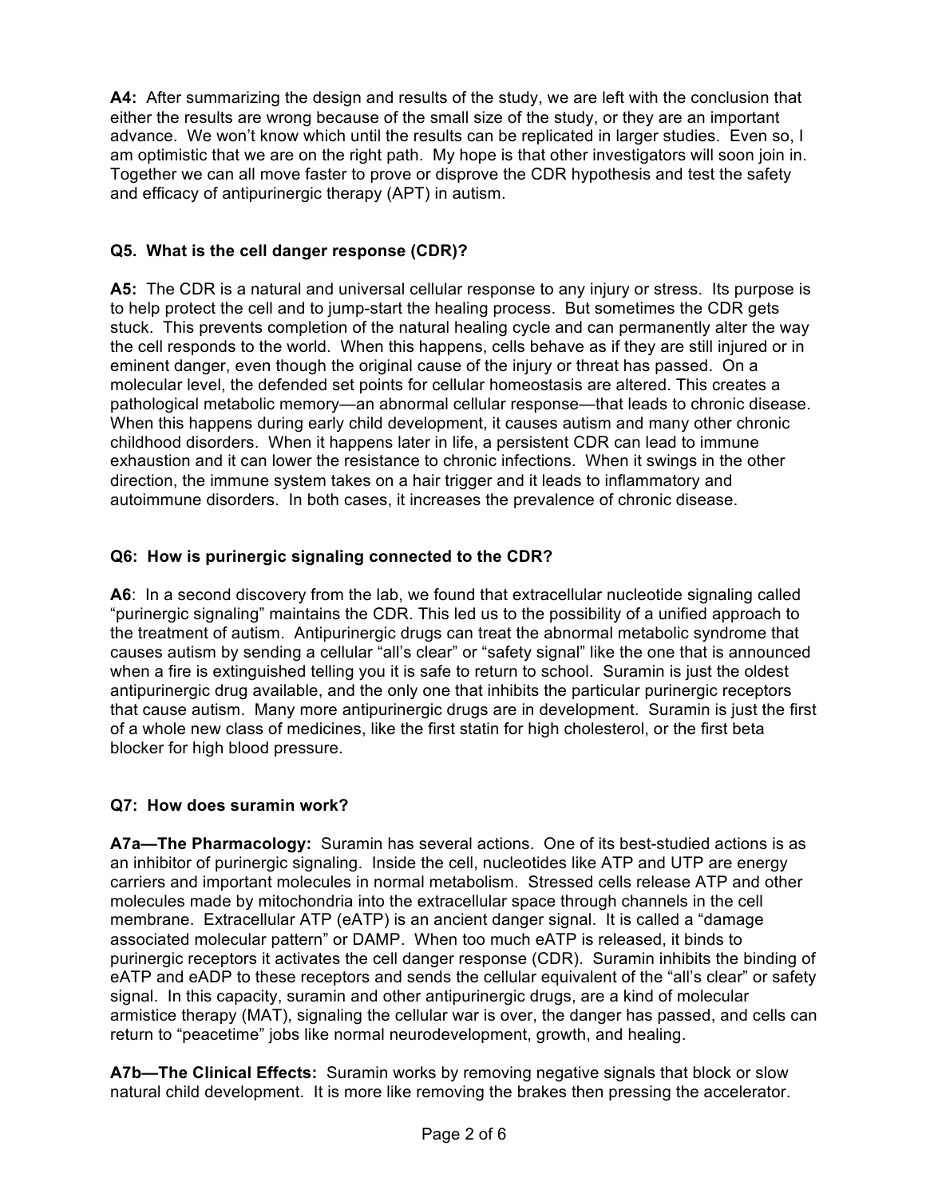**A4:** After summarizing the design and results of the study, we are left with the conclusion that either the results are wrong because of the small size of the study, or they are an important advance. We won't know which until the results can be replicated in larger studies. Even so, I am optimistic that we are on the right path. My hope is that other investigators will soon join in. Together we can all move faster to prove or disprove the CDR hypothesis and test the safety and efficacy of antipurinergic therapy (APT) in autism.

### Q5. What is the cell danger response (CDR)?

**A5:** The CDR is a natural and universal cellular response to any injury or stress. Its purpose is to help protect the cell and to jump-start the healing process. But sometimes the CDR gets stuck. This prevents completion of the natural healing cycle and can permanently alter the way the cell responds to the world. When this happens, cells behave as if they are still injured or in eminent danger, even though the original cause of the injury or threat has passed. On a molecular level, the defended set points for cellular homeostasis are altered. This creates a pathological metabolic memory—an abnormal cellular response—that leads to chronic disease. When this happens during early child development, it causes autism and many other chronic childhood disorders. When it happens later in life, a persistent CDR can lead to immune exhaustion and it can lower the resistance to chronic infections. When it swings in the other direction, the immune system takes on a hair trigger and it leads to inflammatory and autoimmune disorders. In both cases, it increases the prevalence of chronic disease.

### Q6: How is purinergic signaling connected to the CDR?

**A6**: In a second discovery from the lab, we found that extracellular nucleotide signaling called "purinergic signaling" maintains the CDR. This led us to the possibility of a unified approach to the treatment of autism. Antipurinergic drugs can treat the abnormal metabolic syndrome that causes autism by sending a cellular "all's clear" or "safety signal" like the one that is announced when a fire is extinguished telling you it is safe to return to school. Suramin is just the oldest antipurinergic drug available, and the only one that inhibits the particular purinergic receptors that cause autism. Many more antipurinergic drugs are in development. Suramin is just the first of a whole new class of medicines, like the first statin for high cholesterol, or the first beta blocker for high blood pressure.

### Q7: How does suramin work?

**A7a—The Pharmacology:** Suramin has several actions. One of its best-studied actions is as an inhibitor of purinergic signaling. Inside the cell, nucleotides like ATP and UTP are energy carriers and important molecules in normal metabolism. Stressed cells release ATP and other molecules made by mitochondria into the extracellular space through channels in the cell membrane. Extracellular ATP (eATP) is an ancient danger signal. It is called a "damage associated molecular pattern" or DAMP. When too much eATP is released, it binds to purinergic receptors it activates the cell danger response (CDR). Suramin inhibits the binding of eATP and eADP to these receptors and sends the cellular equivalent of the "all's clear" or safety signal. In this capacity, suramin and other antipurinergic drugs, are a kind of molecular armistice therapy (MAT), signaling the cellular war is over, the danger has passed, and cells can return to "peacetime" jobs like normal neurodevelopment, growth, and healing.

**A7b—The Clinical Effects:** Suramin works by removing negative signals that block or slow natural child development. It is more like removing the brakes then pressing the accelerator.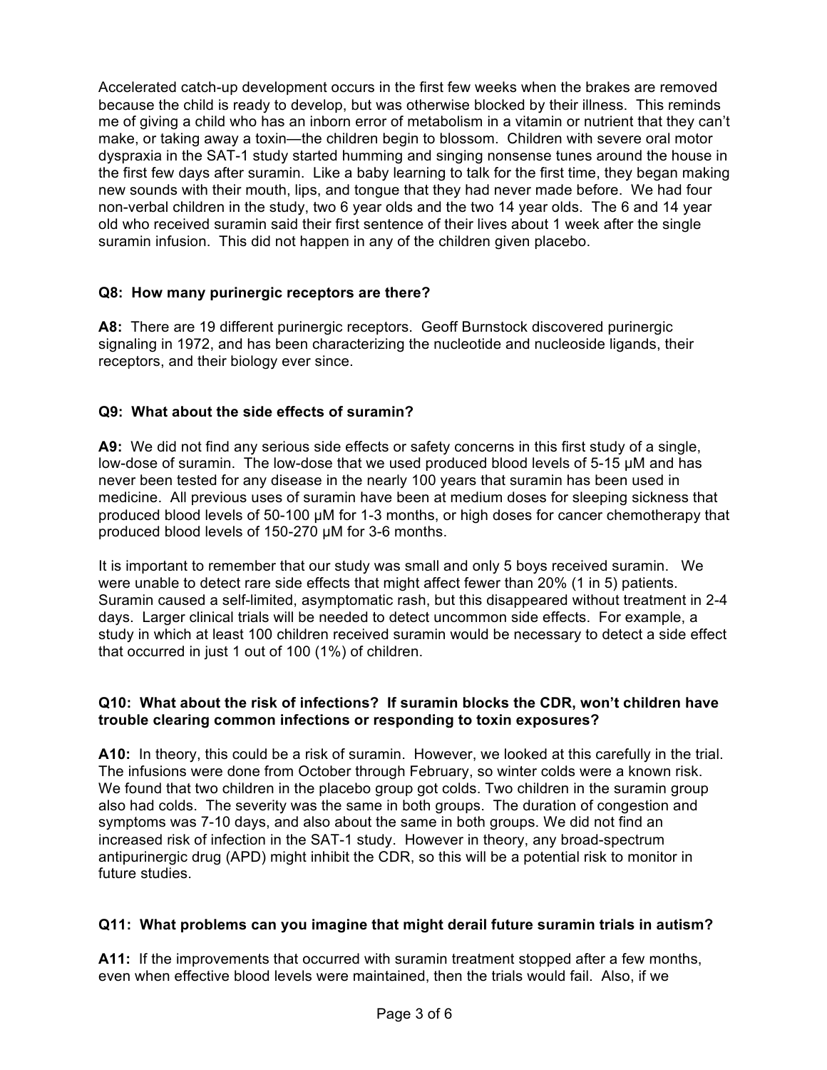Accelerated catch-up development occurs in the first few weeks when the brakes are removed because the child is ready to develop, but was otherwise blocked by their illness. This reminds me of giving a child who has an inborn error of metabolism in a vitamin or nutrient that they can't make, or taking away a toxin—the children begin to blossom. Children with severe oral motor dyspraxia in the SAT-1 study started humming and singing nonsense tunes around the house in the first few days after suramin. Like a baby learning to talk for the first time, they began making new sounds with their mouth, lips, and tongue that they had never made before. We had four non-verbal children in the study, two 6 year olds and the two 14 year olds. The 6 and 14 year old who received suramin said their first sentence of their lives about 1 week after the single suramin infusion. This did not happen in any of the children given placebo.

**Q8: How many purinergic receptors are there?**

**A8:** There are 19 different purinergic receptors. Geoff Burnstock discovered purinergic signaling in 1972, and has been characterizing the nucleotide and nucleoside ligands, their receptors, and their biology ever since.

**Q9: What about the side effects of suramin?**

**A9:** We did not find any serious side effects or safety concerns in this first study of a single, low-dose of suramin. The low-dose that we used produced blood levels of 5-15 μM and has never been tested for any disease in the nearly 100 years that suramin has been used in medicine. All previous uses of suramin have been at medium doses for sleeping sickness that produced blood levels of 50-100 μM for 1-3 months, or high doses for cancer chemotherapy that produced blood levels of 150-270 μM for 3-6 months.

It is important to remember that our study was small and only 5 boys received suramin. We were unable to detect rare side effects that might affect fewer than 20% (1 in 5) patients. Suramin caused a self-limited, asymptomatic rash, but this disappeared without treatment in 2-4 days. Larger clinical trials will be needed to detect uncommon side effects. For example, a study in which at least 100 children received suramin would be necessary to detect a side effect that occurred in just 1 out of 100 (1%) of children.

**Q10: What about the risk of infections? If suramin blocks the CDR, won't children have trouble clearing common infections or responding to toxin exposures?**

**A10:** In theory, this could be a risk of suramin. However, we looked at this carefully in the trial. The infusions were done from October through February, so winter colds were a known risk. We found that two children in the placebo group got colds. Two children in the suramin group also had colds. The severity was the same in both groups. The duration of congestion and symptoms was 7-10 days, and also about the same in both groups. We did not find an increased risk of infection in the SAT-1 study. However in theory, any broad-spectrum antipurinergic drug (APD) might inhibit the CDR, so this will be a potential risk to monitor in future studies.

**Q11: What problems can you imagine that might derail future suramin trials in autism?**

**A11:** If the improvements that occurred with suramin treatment stopped after a few months, even when effective blood levels were maintained, then the trials would fail. Also, if we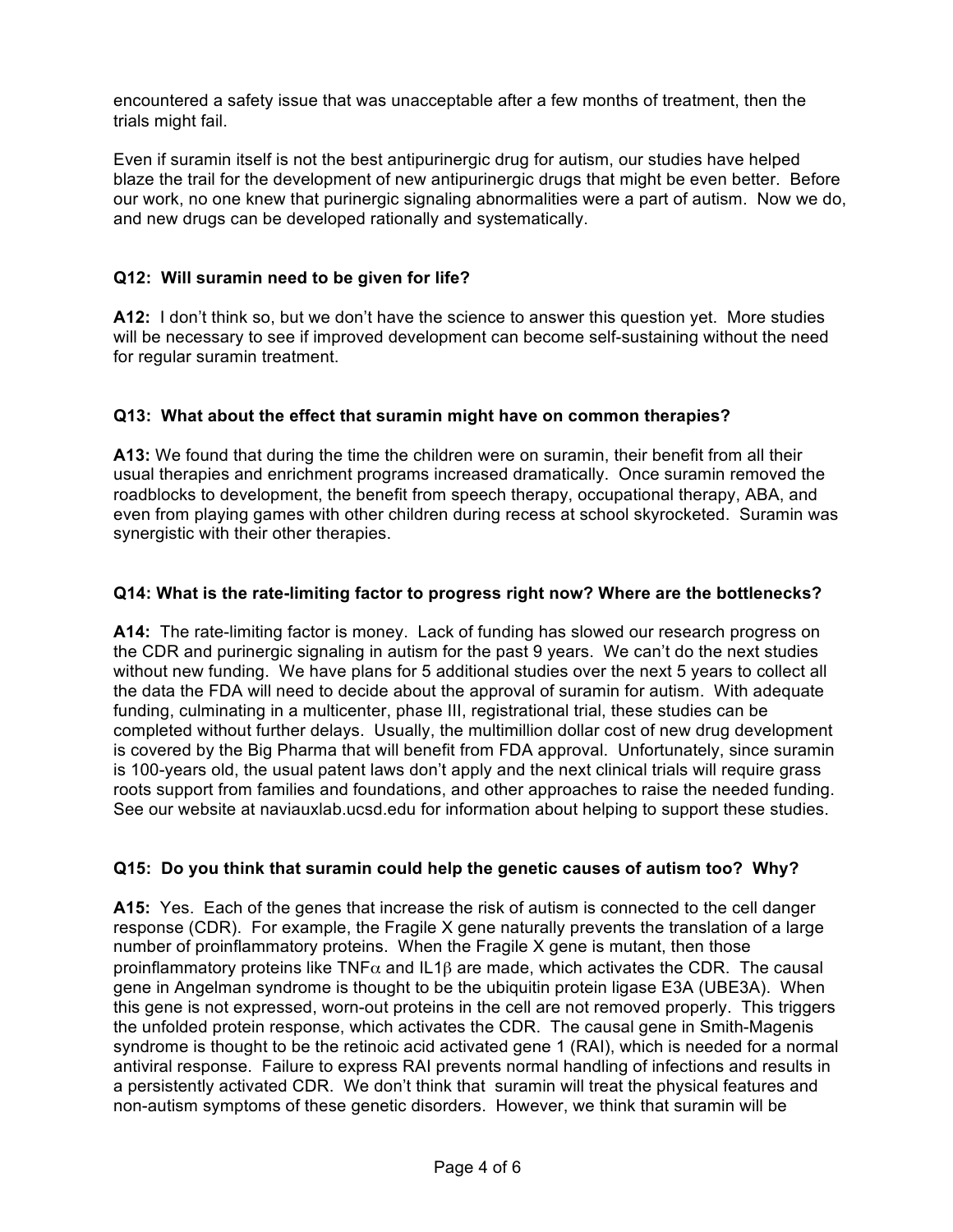encountered a safety issue that was unacceptable after a few months of treatment, then the trials might fail.

Even if suramin itself is not the best antipurinergic drug for autism, our studies have helped blaze the trail for the development of new antipurinergic drugs that might be even better. Before our work, no one knew that purinergic signaling abnormalities were a part of autism. Now we do, and new drugs can be developed rationally and systematically.

**Q12: Will suramin need to be given for life?**

**A12:** I don't think so, but we don't have the science to answer this question yet. More studies will be necessary to see if improved development can become self-sustaining without the need for regular suramin treatment.

**Q13: What about the effect that suramin might have on common therapies?**

**A13:** We found that during the time the children were on suramin, their benefit from all their usual therapies and enrichment programs increased dramatically. Once suramin removed the roadblocks to development, the benefit from speech therapy, occupational therapy, ABA, and even from playing games with other children during recess at school skyrocketed. Suramin was synergistic with their other therapies.

**Q14: What is the rate-limiting factor to progress right now? Where are the bottlenecks?**

**A14:** The rate-limiting factor is money. Lack of funding has slowed our research progress on the CDR and purinergic signaling in autism for the past 9 years. We can't do the next studies without new funding. We have plans for 5 additional studies over the next 5 years to collect all the data the FDA will need to decide about the approval of suramin for autism. With adequate funding, culminating in a multicenter, phase III, registrational trial, these studies can be completed without further delays. Usually, the multimillion dollar cost of new drug development is covered by the Big Pharma that will benefit from FDA approval. Unfortunately, since suramin is 100-years old, the usual patent laws don't apply and the next clinical trials will require grass roots support from families and foundations, and other approaches to raise the needed funding. See our website at naviauxlab.ucsd.edu for information about helping to support these studies.

**Q15: Do you think that suramin could help the genetic causes of autism too? Why?**

**A15:** Yes. Each of the genes that increase the risk of autism is connected to the cell danger response (CDR). For example, the Fragile X gene naturally prevents the translation of a large number of proinflammatory proteins. When the Fragile X gene is mutant, then those proinflammatory proteins like TNF$\alpha$ and IL1$\beta$ are made, which activates the CDR. The causal gene in Angelman syndrome is thought to be the ubiquitin protein ligase E3A (UBE3A). When this gene is not expressed, worn-out proteins in the cell are not removed properly. This triggers the unfolded protein response, which activates the CDR. The causal gene in Smith-Magenis syndrome is thought to be the retinoic acid activated gene 1 (RAI), which is needed for a normal antiviral response. Failure to express RAI prevents normal handling of infections and results in a persistently activated CDR. We don't think that suramin will treat the physical features and non-autism symptoms of these genetic disorders. However, we think that suramin will be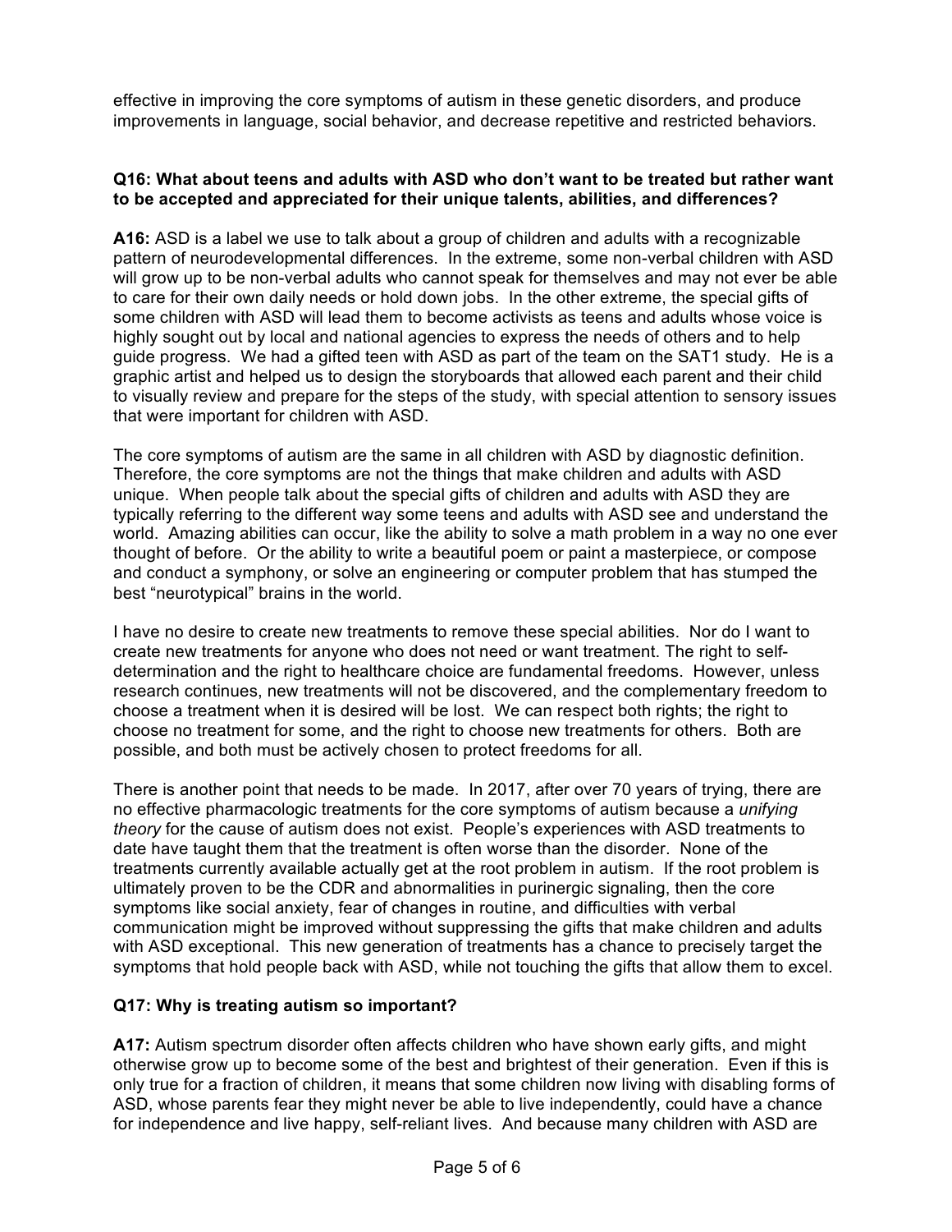effective in improving the core symptoms of autism in these genetic disorders, and produce improvements in language, social behavior, and decrease repetitive and restricted behaviors.

**Q16: What about teens and adults with ASD who don't want to be treated but rather want to be accepted and appreciated for their unique talents, abilities, and differences?**

**A16:** ASD is a label we use to talk about a group of children and adults with a recognizable pattern of neurodevelopmental differences. In the extreme, some non-verbal children with ASD will grow up to be non-verbal adults who cannot speak for themselves and may not ever be able to care for their own daily needs or hold down jobs. In the other extreme, the special gifts of some children with ASD will lead them to become activists as teens and adults whose voice is highly sought out by local and national agencies to express the needs of others and to help guide progress. We had a gifted teen with ASD as part of the team on the SAT1 study. He is a graphic artist and helped us to design the storyboards that allowed each parent and their child to visually review and prepare for the steps of the study, with special attention to sensory issues that were important for children with ASD.

The core symptoms of autism are the same in all children with ASD by diagnostic definition. Therefore, the core symptoms are not the things that make children and adults with ASD unique. When people talk about the special gifts of children and adults with ASD they are typically referring to the different way some teens and adults with ASD see and understand the world. Amazing abilities can occur, like the ability to solve a math problem in a way no one ever thought of before. Or the ability to write a beautiful poem or paint a masterpiece, or compose and conduct a symphony, or solve an engineering or computer problem that has stumped the best "neurotypical" brains in the world.

I have no desire to create new treatments to remove these special abilities. Nor do I want to create new treatments for anyone who does not need or want treatment. The right to self-determination and the right to healthcare choice are fundamental freedoms. However, unless research continues, new treatments will not be discovered, and the complementary freedom to choose a treatment when it is desired will be lost. We can respect both rights; the right to choose no treatment for some, and the right to choose new treatments for others. Both are possible, and both must be actively chosen to protect freedoms for all.

There is another point that needs to be made. In 2017, after over 70 years of trying, there are no effective pharmacologic treatments for the core symptoms of autism because a *unifying theory* for the cause of autism does not exist. People's experiences with ASD treatments to date have taught them that the treatment is often worse than the disorder. None of the treatments currently available actually get at the root problem in autism. If the root problem is ultimately proven to be the CDR and abnormalities in purinergic signaling, then the core symptoms like social anxiety, fear of changes in routine, and difficulties with verbal communication might be improved without suppressing the gifts that make children and adults with ASD exceptional. This new generation of treatments has a chance to precisely target the symptoms that hold people back with ASD, while not touching the gifts that allow them to excel.

**Q17: Why is treating autism so important?**

**A17:** Autism spectrum disorder often affects children who have shown early gifts, and might otherwise grow up to become some of the best and brightest of their generation. Even if this is only true for a fraction of children, it means that some children now living with disabling forms of ASD, whose parents fear they might never be able to live independently, could have a chance for independence and live happy, self-reliant lives. And because many children with ASD are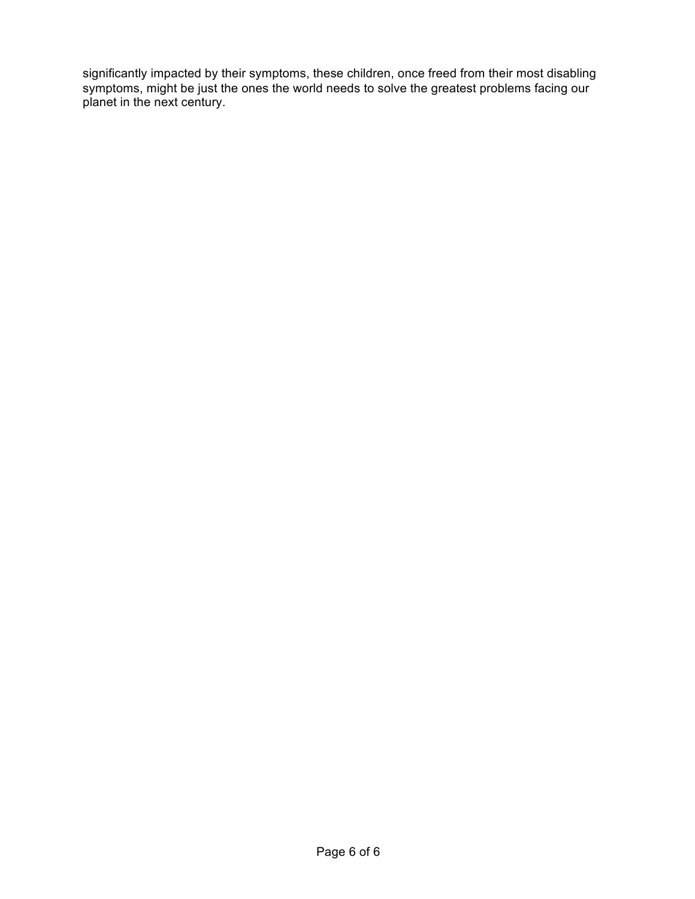significantly impacted by their symptoms, these children, once freed from their most disabling symptoms, might be just the ones the world needs to solve the greatest problems facing our planet in the next century.